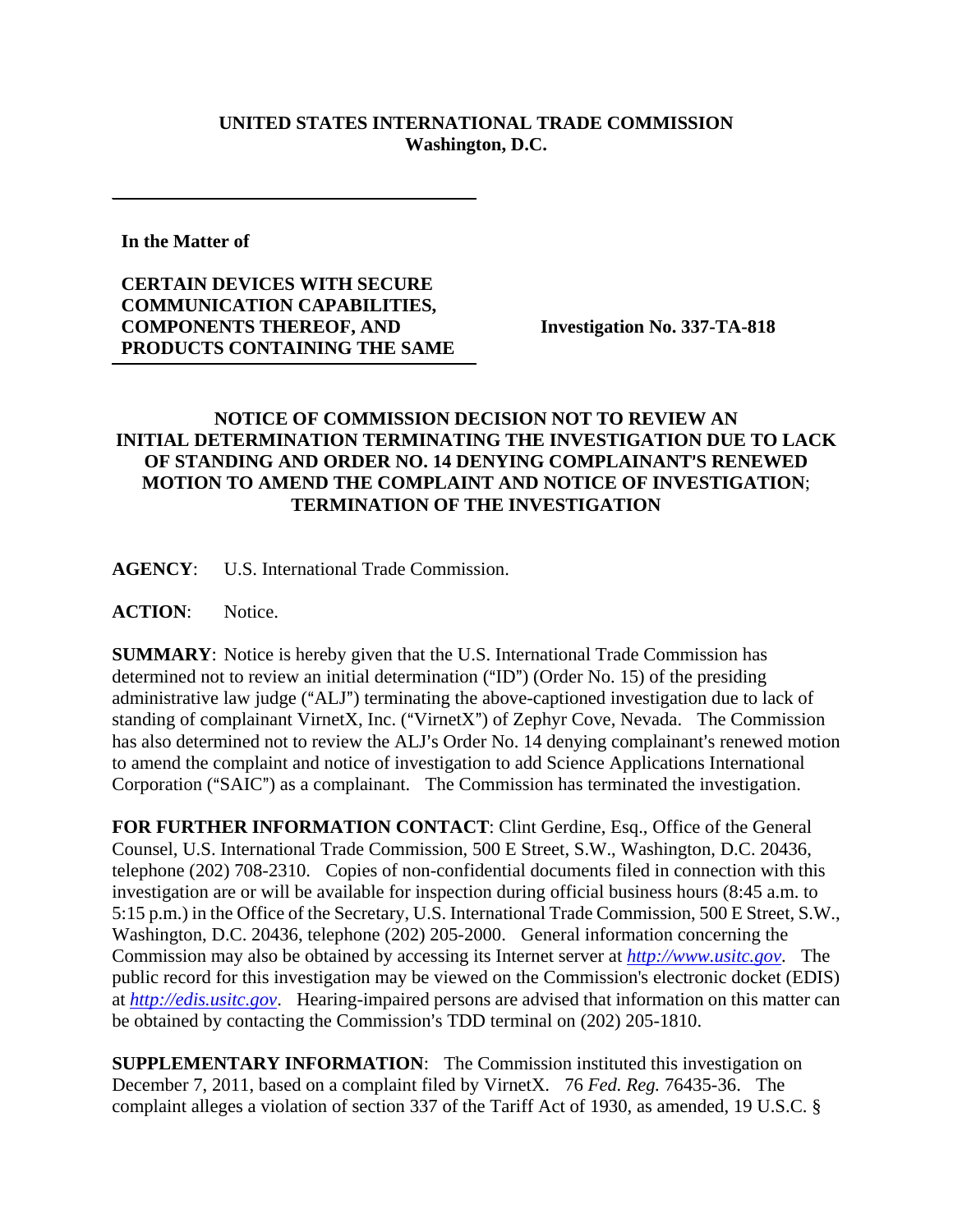**UNITED STATES INTERNATIONAL TRADE COMMISSION**
**Washington, D.C.**

**In the Matter of**

**CERTAIN DEVICES WITH SECURE COMMUNICATION CAPABILITIES, COMPONENTS THEREOF, AND PRODUCTS CONTAINING THE SAME**

**Investigation No. 337-TA-818**

**NOTICE OF COMMISSION DECISION NOT TO REVIEW AN INITIAL DETERMINATION TERMINATING THE INVESTIGATION DUE TO LACK OF STANDING AND ORDER NO. 14 DENYING COMPLAINANT'S RENEWED MOTION TO AMEND THE COMPLAINT AND NOTICE OF INVESTIGATION; TERMINATION OF THE INVESTIGATION**

**AGENCY**: U.S. International Trade Commission.

**ACTION**: Notice.

**SUMMARY**: Notice is hereby given that the U.S. International Trade Commission has determined not to review an initial determination ("ID") (Order No. 15) of the presiding administrative law judge ("ALJ") terminating the above-captioned investigation due to lack of standing of complainant VirnetX, Inc. ("VirnetX") of Zephyr Cove, Nevada. The Commission has also determined not to review the ALJ's Order No. 14 denying complainant's renewed motion to amend the complaint and notice of investigation to add Science Applications International Corporation ("SAIC") as a complainant. The Commission has terminated the investigation.

**FOR FURTHER INFORMATION CONTACT**: Clint Gerdine, Esq., Office of the General Counsel, U.S. International Trade Commission, 500 E Street, S.W., Washington, D.C. 20436, telephone (202) 708-2310. Copies of non-confidential documents filed in connection with this investigation are or will be available for inspection during official business hours (8:45 a.m. to 5:15 p.m.) in the Office of the Secretary, U.S. International Trade Commission, 500 E Street, S.W., Washington, D.C. 20436, telephone (202) 205-2000. General information concerning the Commission may also be obtained by accessing its Internet server at *http://www.usitc.gov*. The public record for this investigation may be viewed on the Commission's electronic docket (EDIS) at *http://edis.usitc.gov*. Hearing-impaired persons are advised that information on this matter can be obtained by contacting the Commission's TDD terminal on (202) 205-1810.

**SUPPLEMENTARY INFORMATION**: The Commission instituted this investigation on December 7, 2011, based on a complaint filed by VirnetX. 76 *Fed. Reg.* 76435-36. The complaint alleges a violation of section 337 of the Tariff Act of 1930, as amended, 19 U.S.C. §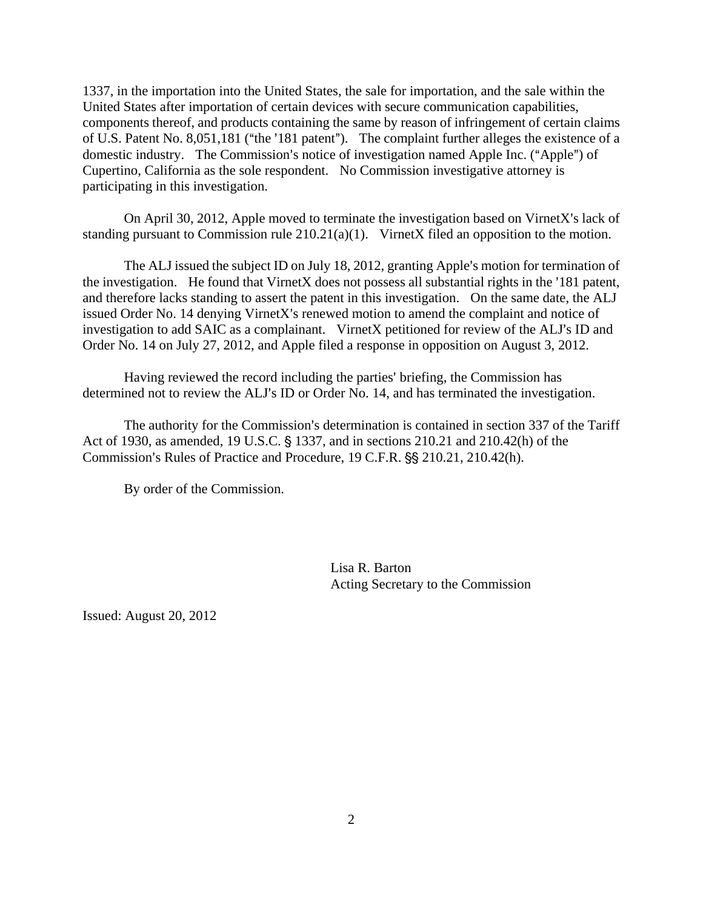1337, in the importation into the United States, the sale for importation, and the sale within the United States after importation of certain devices with secure communication capabilities, components thereof, and products containing the same by reason of infringement of certain claims of U.S. Patent No. 8,051,181 ("the '181 patent"). The complaint further alleges the existence of a domestic industry. The Commission's notice of investigation named Apple Inc. ("Apple") of Cupertino, California as the sole respondent. No Commission investigative attorney is participating in this investigation.

On April 30, 2012, Apple moved to terminate the investigation based on VirnetX's lack of standing pursuant to Commission rule 210.21(a)(1). VirnetX filed an opposition to the motion.

The ALJ issued the subject ID on July 18, 2012, granting Apple's motion for termination of the investigation. He found that VirnetX does not possess all substantial rights in the '181 patent, and therefore lacks standing to assert the patent in this investigation. On the same date, the ALJ issued Order No. 14 denying VirnetX's renewed motion to amend the complaint and notice of investigation to add SAIC as a complainant. VirnetX petitioned for review of the ALJ's ID and Order No. 14 on July 27, 2012, and Apple filed a response in opposition on August 3, 2012.

Having reviewed the record including the parties' briefing, the Commission has determined not to review the ALJ's ID or Order No. 14, and has terminated the investigation.

The authority for the Commission's determination is contained in section 337 of the Tariff Act of 1930, as amended, 19 U.S.C. § 1337, and in sections 210.21 and 210.42(h) of the Commission's Rules of Practice and Procedure, 19 C.F.R. §§ 210.21, 210.42(h).

By order of the Commission.

Lisa R. Barton
Acting Secretary to the Commission

Issued: August 20, 2012